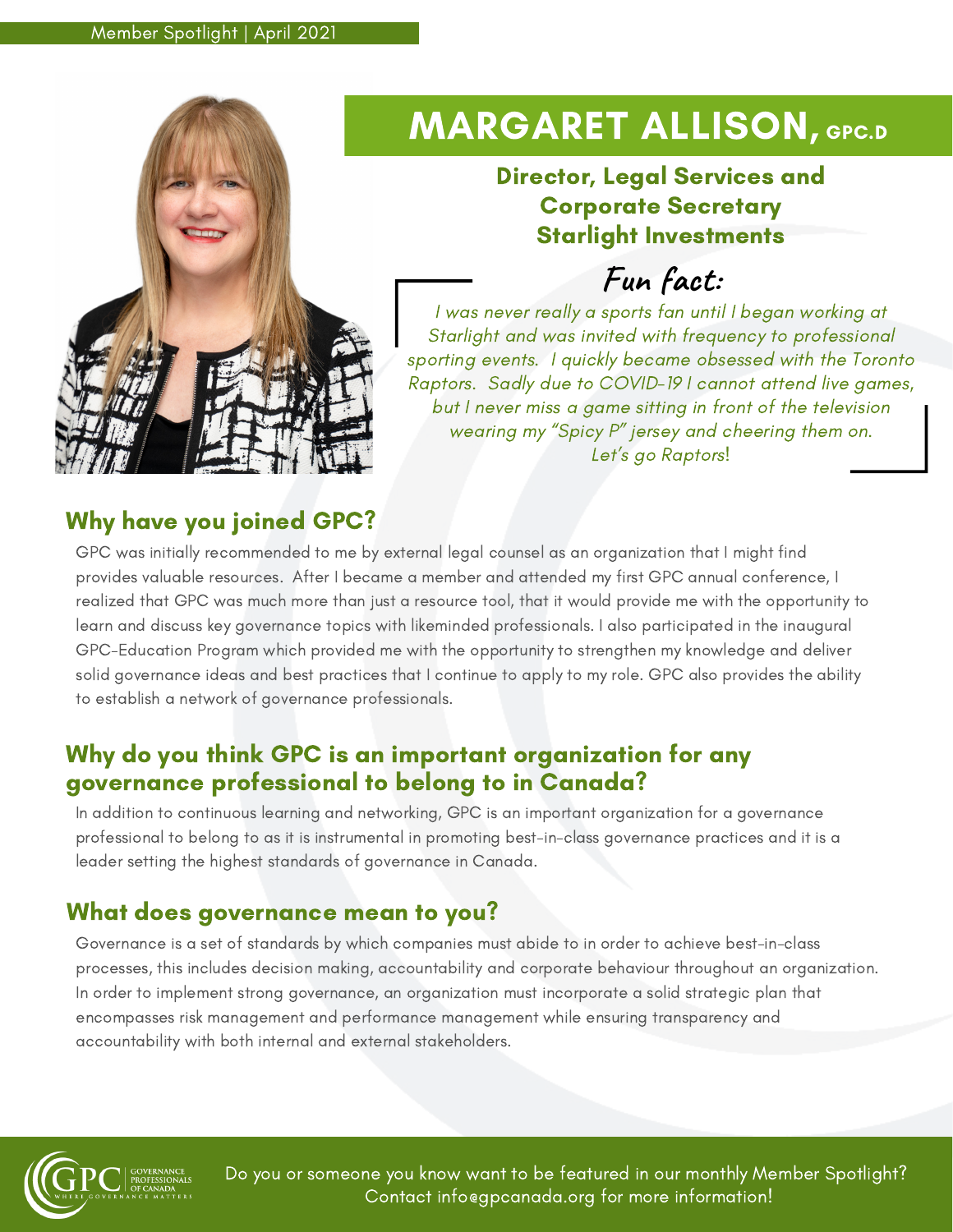Member Spotlight | April 2021

# MARGARET ALLISON, GPC.D

**Director, Legal Services and Corporate Secretary**
**Starlight Investments**

## Fun fact:

*I was never really a sports fan until I began working at Starlight and was invited with frequency to professional sporting events. I quickly became obsessed with the Toronto Raptors. Sadly due to COVID-19 I cannot attend live games, but I never miss a game sitting in front of the television wearing my "Spicy P" jersey and cheering them on. Let's go Raptors!*

## Why have you joined GPC?

GPC was initially recommended to me by external legal counsel as an organization that I might find provides valuable resources. After I became a member and attended my first GPC annual conference, I realized that GPC was much more than just a resource tool, that it would provide me with the opportunity to learn and discuss key governance topics with likeminded professionals. I also participated in the inaugural GPC-Education Program which provided me with the opportunity to strengthen my knowledge and deliver solid governance ideas and best practices that I continue to apply to my role. GPC also provides the ability to establish a network of governance professionals.

## Why do you think GPC is an important organization for any governance professional to belong to in Canada?

In addition to continuous learning and networking, GPC is an important organization for a governance professional to belong to as it is instrumental in promoting best-in-class governance practices and it is a leader setting the highest standards of governance in Canada.

## What does governance mean to you?

Governance is a set of standards by which companies must abide to in order to achieve best-in-class processes, this includes decision making, accountability and corporate behaviour throughout an organization. In order to implement strong governance, an organization must incorporate a solid strategic plan that encompasses risk management and performance management while ensuring transparency and accountability with both internal and external stakeholders.

GPC | GOVERNANCE PROFESSIONALS OF CANADA | WHERE GOVERNANCE MATTERS

Do you or someone you know want to be featured in our monthly Member Spotlight? Contact info@gpcanada.org for more information!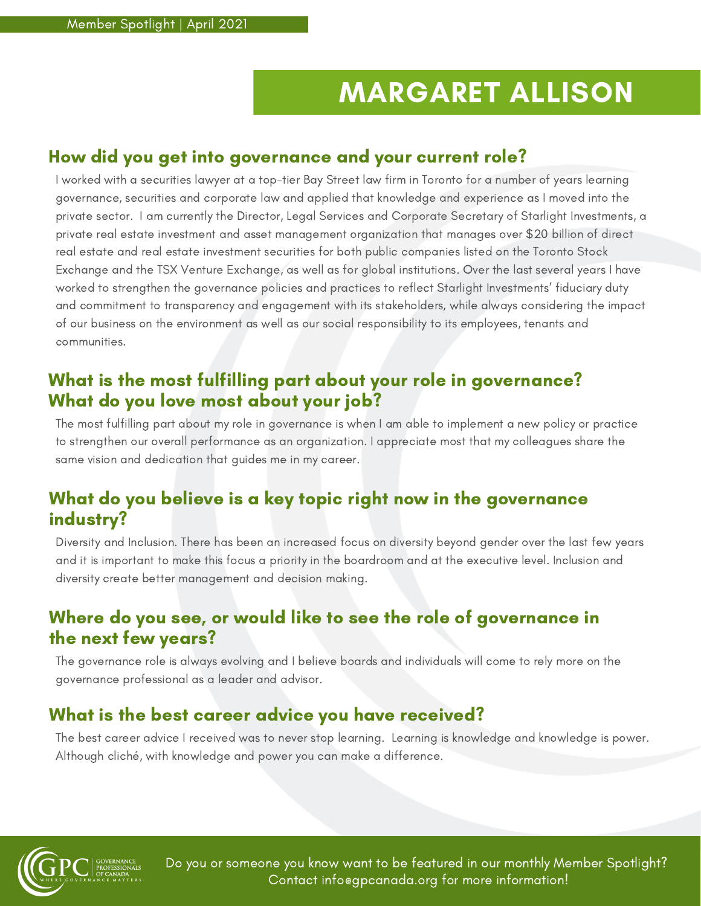Member Spotlight | April 2021

# MARGARET ALLISON

## How did you get into governance and your current role?

I worked with a securities lawyer at a top-tier Bay Street law firm in Toronto for a number of years learning governance, securities and corporate law and applied that knowledge and experience as I moved into the private sector. I am currently the Director, Legal Services and Corporate Secretary of Starlight Investments, a private real estate investment and asset management organization that manages over $20 billion of direct real estate and real estate investment securities for both public companies listed on the Toronto Stock Exchange and the TSX Venture Exchange, as well as for global institutions. Over the last several years I have worked to strengthen the governance policies and practices to reflect Starlight Investments' fiduciary duty and commitment to transparency and engagement with its stakeholders, while always considering the impact of our business on the environment as well as our social responsibility to its employees, tenants and communities.

## What is the most fulfilling part about your role in governance? What do you love most about your job?

The most fulfilling part about my role in governance is when I am able to implement a new policy or practice to strengthen our overall performance as an organization. I appreciate most that my colleagues share the same vision and dedication that guides me in my career.

## What do you believe is a key topic right now in the governance industry?

Diversity and Inclusion. There has been an increased focus on diversity beyond gender over the last few years and it is important to make this focus a priority in the boardroom and at the executive level. Inclusion and diversity create better management and decision making.

## Where do you see, or would like to see the role of governance in the next few years?

The governance role is always evolving and I believe boards and individuals will come to rely more on the governance professional as a leader and advisor.

## What is the best career advice you have received?

The best career advice I received was to never stop learning. Learning is knowledge and knowledge is power. Although cliché, with knowledge and power you can make a difference.

GPC | GOVERNANCE PROFESSIONALS OF CANADA | WHERE GOVERNANCE MATTERS

Do you or someone you know want to be featured in our monthly Member Spotlight? Contact info@gpcanada.org for more information!